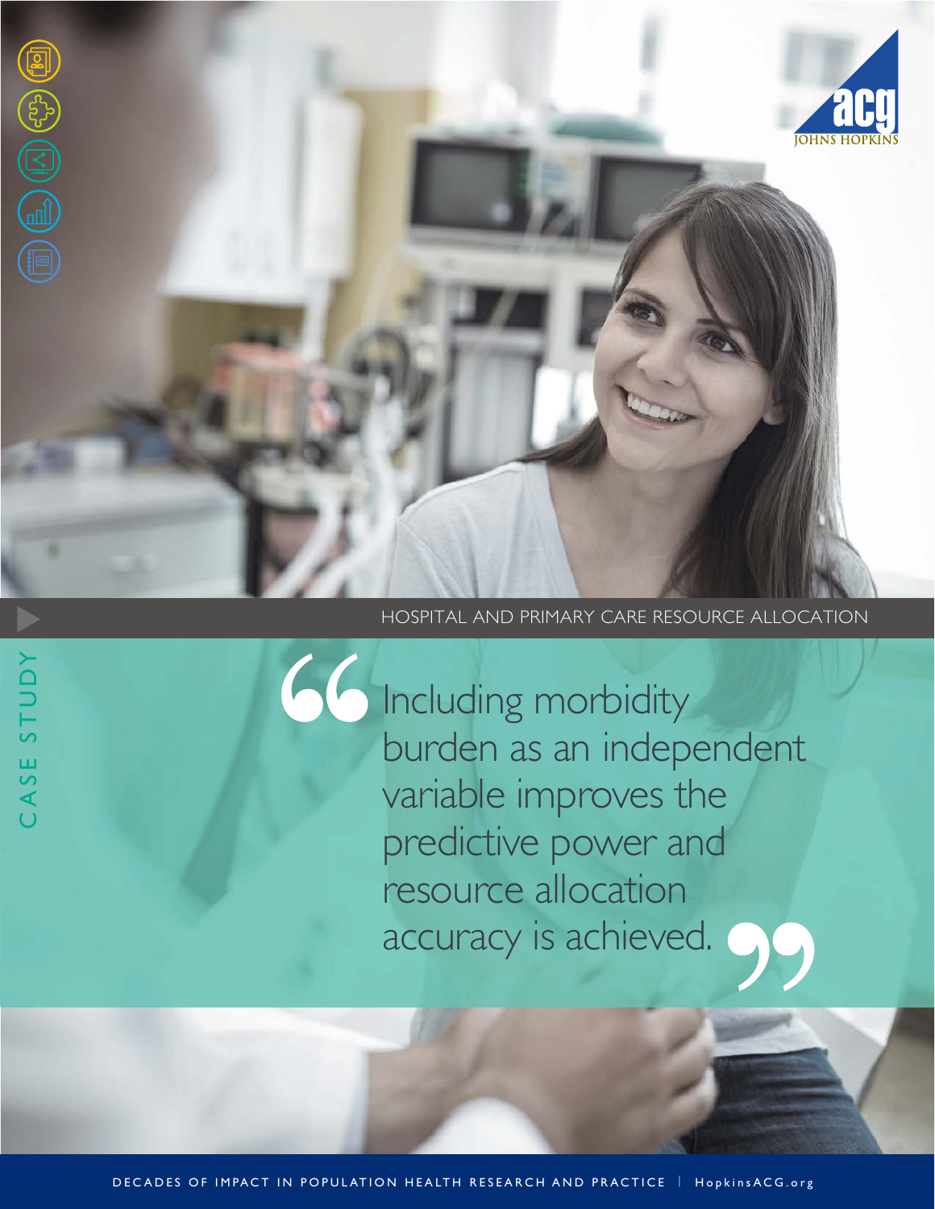HOSPITAL AND PRIMARY CARE RESOURCE ALLOCATION

CASE STUDY

> "Including morbidity burden as an independent variable improves the predictive power and resource allocation accuracy is achieved."

DECADES OF IMPACT IN POPULATION HEALTH RESEARCH AND PRACTICE | HopkinsACG.org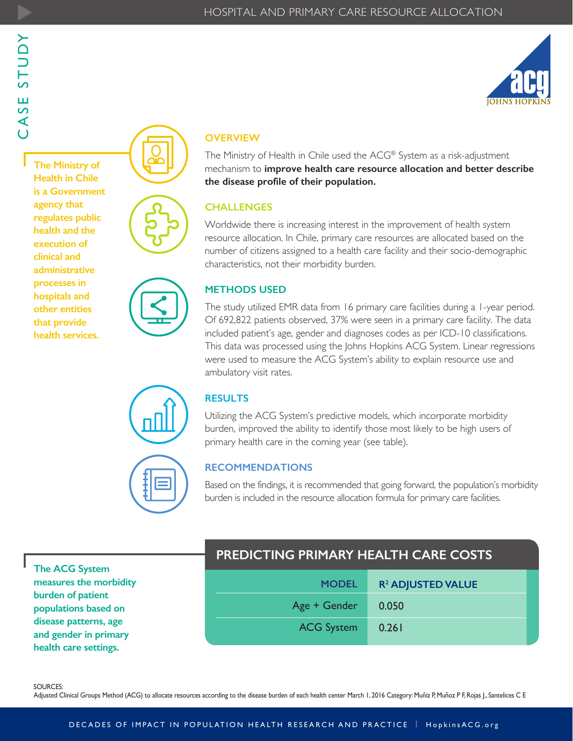CASE STUDY

# HOSPITAL AND PRIMARY CARE RESOURCE ALLOCATION

**The Ministry of Health in Chile is a Government agency that regulates public health and the execution of clinical and administrative processes in hospitals and other entities that provide health services.**

## OVERVIEW

The Ministry of Health in Chile used the ACG® System as a risk-adjustment mechanism to **improve health care resource allocation and better describe the disease profile of their population.**

## CHALLENGES

Worldwide there is increasing interest in the improvement of health system resource allocation. In Chile, primary care resources are allocated based on the number of citizens assigned to a health care facility and their socio-demographic characteristics, not their morbidity burden.

## METHODS USED

The study utilized EMR data from 16 primary care facilities during a 1-year period. Of 692,822 patients observed, 37% were seen in a primary care facility. The data included patient's age, gender and diagnoses codes as per ICD-10 classifications. This data was processed using the Johns Hopkins ACG System. Linear regressions were used to measure the ACG System's ability to explain resource use and ambulatory visit rates.

## RESULTS

Utilizing the ACG System's predictive models, which incorporate morbidity burden, improved the ability to identify those most likely to be high users of primary health care in the coming year (see table).

## RECOMMENDATIONS

Based on the findings, it is recommended that going forward, the population's morbidity burden is included in the resource allocation formula for primary care facilities.

**The ACG System measures the morbidity burden of patient populations based on disease patterns, age and gender in primary health care settings.**

## PREDICTING PRIMARY HEALTH CARE COSTS

| MODEL | $R^2$ ADJUSTED VALUE |
|---|---|
| Age + Gender | 0.050 |
| ACG System | 0.261 |

SOURCES:
Adjusted Clinical Groups Method (ACG) to allocate resources according to the disease burden of each health center March 1, 2016 Category: Muñiz P, Muñoz P F, Rojas J., Santelices C E